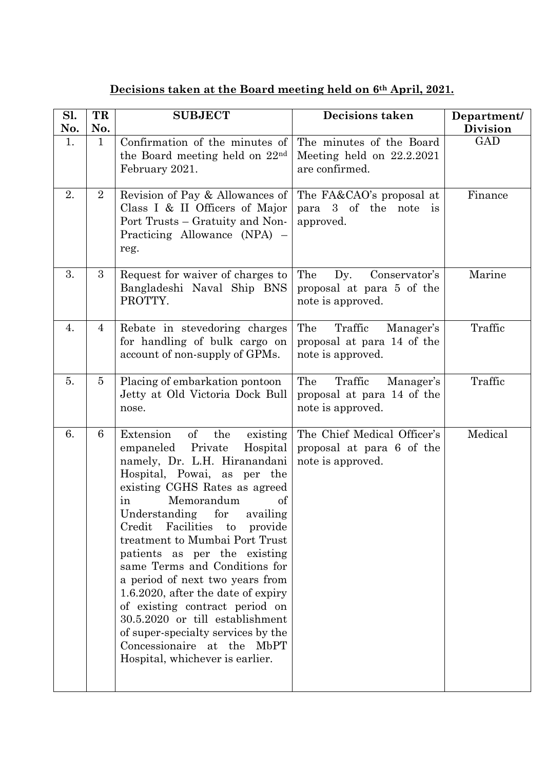**Decisions taken at the Board meeting held on 6th April, 2021.**

| Sl. No. | TR No. | SUBJECT | Decisions taken | Department/ Division |
|---|---|---|---|---|
| 1. | 1 | Confirmation of the minutes of the Board meeting held on 22nd February 2021. | The minutes of the Board Meeting held on 22.2.2021 are confirmed. | GAD |
| 2. | 2 | Revision of Pay & Allowances of Class I & II Officers of Major Port Trusts – Gratuity and Non-Practicing Allowance (NPA) – reg. | The FA&CAO's proposal at para 3 of the note is approved. | Finance |
| 3. | 3 | Request for waiver of charges to Bangladeshi Naval Ship BNS PROTTY. | The Dy. Conservator's proposal at para 5 of the note is approved. | Marine |
| 4. | 4 | Rebate in stevedoring charges for handling of bulk cargo on account of non-supply of GPMs. | The Traffic Manager's proposal at para 14 of the note is approved. | Traffic |
| 5. | 5 | Placing of embarkation pontoon Jetty at Old Victoria Dock Bull nose. | The Traffic Manager's proposal at para 14 of the note is approved. | Traffic |
| 6. | 6 | Extension of the existing empaneled Private Hospital namely, Dr. L.H. Hiranandani Hospital, Powai, as per the existing CGHS Rates as agreed in Memorandum of Understanding for availing Credit Facilities to provide treatment to Mumbai Port Trust patients as per the existing same Terms and Conditions for a period of next two years from 1.6.2020, after the date of expiry of existing contract period on 30.5.2020 or till establishment of super-specialty services by the Concessionaire at the MbPT Hospital, whichever is earlier. | The Chief Medical Officer's proposal at para 6 of the note is approved. | Medical |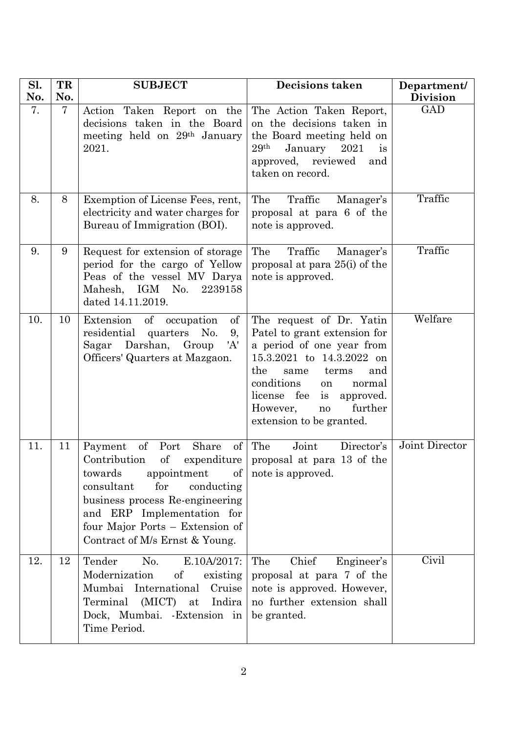| Sl. No. | TR No. | SUBJECT | Decisions taken | Department/ Division |
|---|---|---|---|---|
| 7. | 7 | Action Taken Report on the decisions taken in the Board meeting held on 29th January 2021. | The Action Taken Report, on the decisions taken in the Board meeting held on 29th January 2021 is approved, reviewed and taken on record. | GAD |
| 8. | 8 | Exemption of License Fees, rent, electricity and water charges for Bureau of Immigration (BOI). | The Traffic Manager's proposal at para 6 of the note is approved. | Traffic |
| 9. | 9 | Request for extension of storage period for the cargo of Yellow Peas of the vessel MV Darya Mahesh, IGM No. 2239158 dated 14.11.2019. | The Traffic Manager's proposal at para 25(i) of the note is approved. | Traffic |
| 10. | 10 | Extension of occupation of residential quarters No. 9, Sagar Darshan, Group 'A' Officers' Quarters at Mazgaon. | The request of Dr. Yatin Patel to grant extension for a period of one year from 15.3.2021 to 14.3.2022 on the same terms and conditions on normal license fee is approved. However, no further extension to be granted. | Welfare |
| 11. | 11 | Payment of Port Share of Contribution of expenditure towards appointment of consultant for conducting business process Re-engineering and ERP Implementation for four Major Ports – Extension of Contract of M/s Ernst & Young. | The Joint Director's proposal at para 13 of the note is approved. | Joint Director |
| 12. | 12 | Tender No. E.10A/2017: Modernization of existing Mumbai International Cruise Terminal (MICT) at Indira Dock, Mumbai. -Extension in Time Period. | The Chief Engineer's proposal at para 7 of the note is approved. However, no further extension shall be granted. | Civil |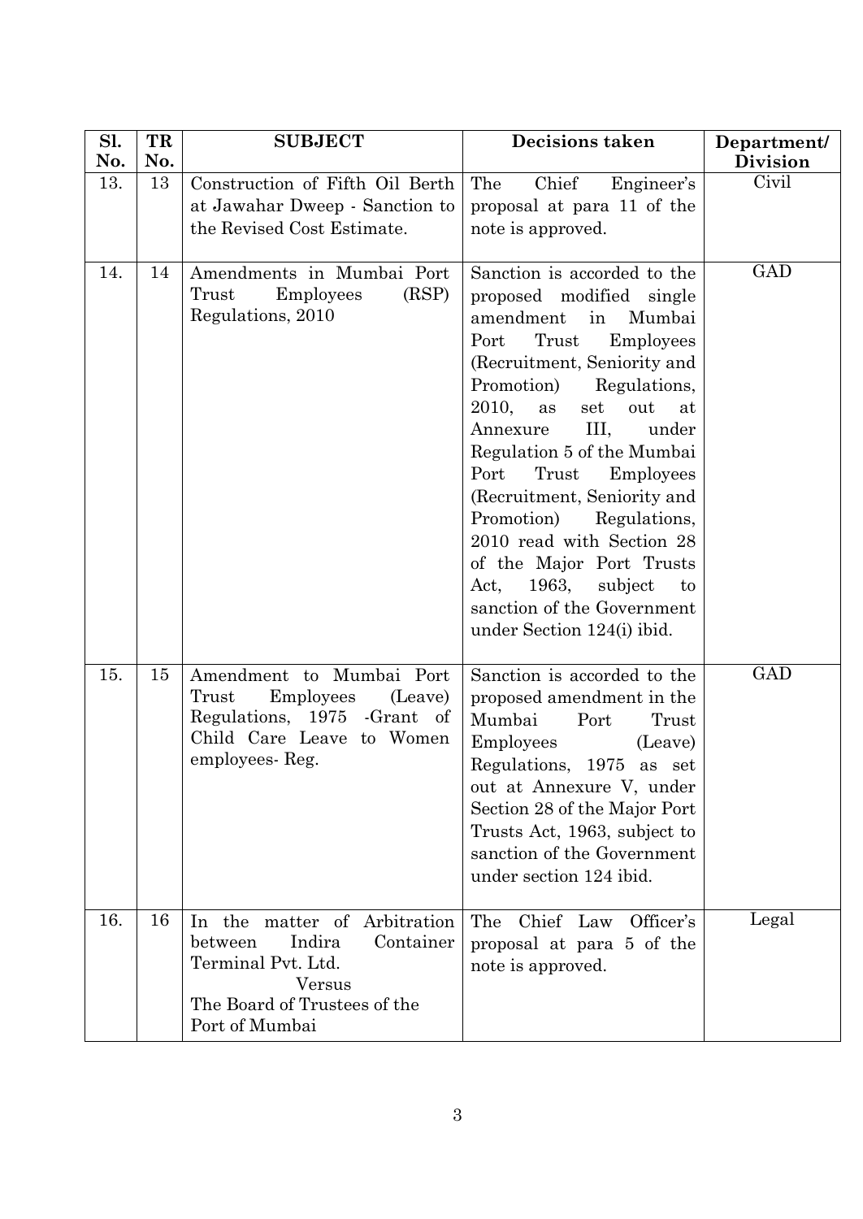| Sl. No. | TR No. | SUBJECT | Decisions taken | Department/ Division |
|---|---|---|---|---|
| 13. | 13 | Construction of Fifth Oil Berth at Jawahar Dweep - Sanction to the Revised Cost Estimate. | The Chief Engineer's proposal at para 11 of the note is approved. | Civil |
| 14. | 14 | Amendments in Mumbai Port Trust Employees (RSP) Regulations, 2010 | Sanction is accorded to the proposed modified single amendment in Mumbai Port Trust Employees (Recruitment, Seniority and Promotion) Regulations, 2010, as set out at Annexure III, under Regulation 5 of the Mumbai Port Trust Employees (Recruitment, Seniority and Promotion) Regulations, 2010 read with Section 28 of the Major Port Trusts Act, 1963, subject to sanction of the Government under Section 124(i) ibid. | GAD |
| 15. | 15 | Amendment to Mumbai Port Trust Employees (Leave) Regulations, 1975 -Grant of Child Care Leave to Women employees- Reg. | Sanction is accorded to the proposed amendment in the Mumbai Port Trust Employees (Leave) Regulations, 1975 as set out at Annexure V, under Section 28 of the Major Port Trusts Act, 1963, subject to sanction of the Government under section 124 ibid. | GAD |
| 16. | 16 | In the matter of Arbitration between Indira Container Terminal Pvt. Ltd. Versus The Board of Trustees of the Port of Mumbai | The Chief Law Officer's proposal at para 5 of the note is approved. | Legal |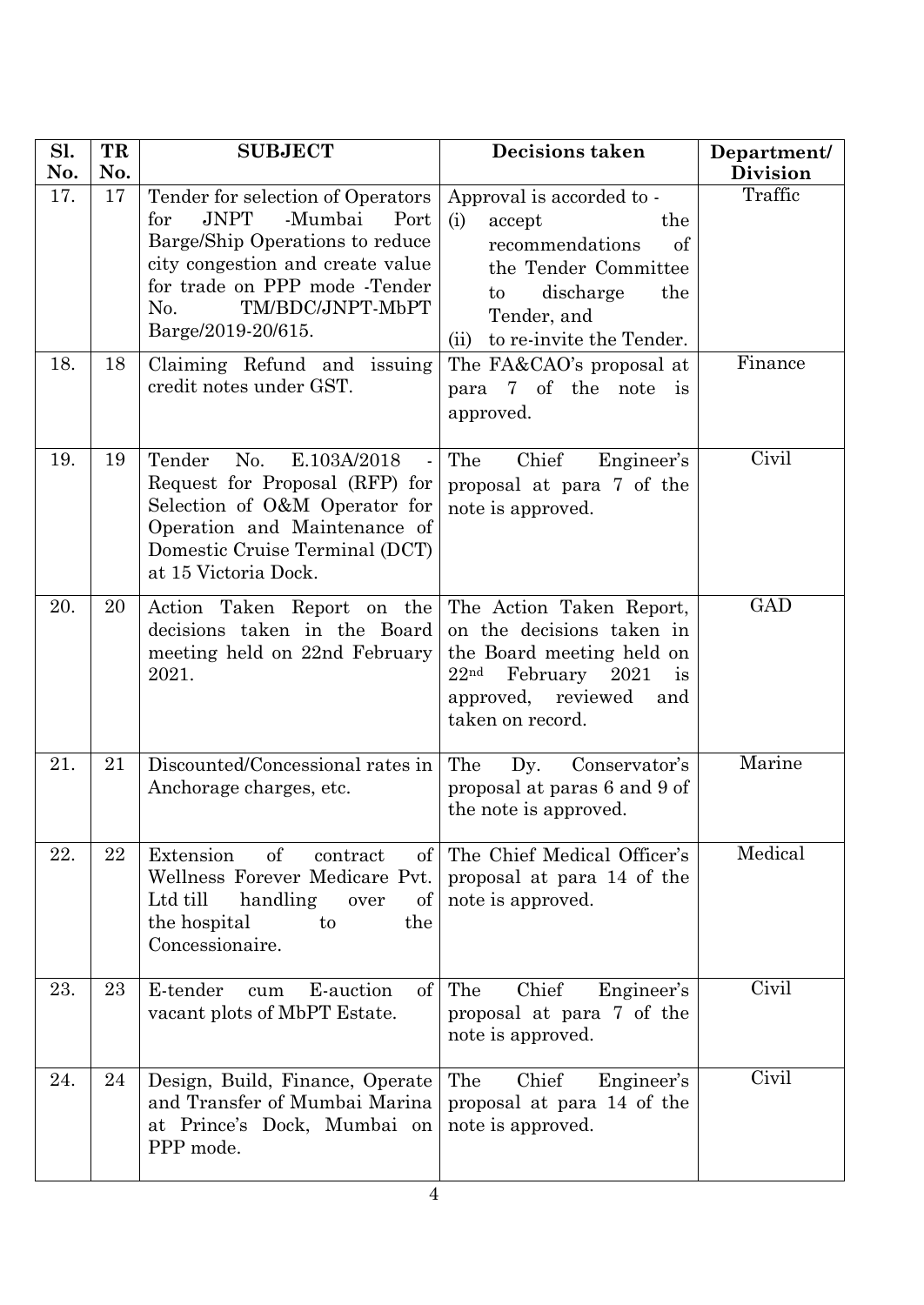| Sl. No. | TR No. | SUBJECT | Decisions taken | Department/ Division |
|---|---|---|---|---|
| 17. | 17 | Tender for selection of Operators for JNPT -Mumbai Port Barge/Ship Operations to reduce city congestion and create value for trade on PPP mode -Tender No. TM/BDC/JNPT-MbPT Barge/2019-20/615. | Approval is accorded to - (i) accept the recommendations of the Tender Committee to discharge the Tender, and (ii) to re-invite the Tender. | Traffic |
| 18. | 18 | Claiming Refund and issuing credit notes under GST. | The FA&CAO's proposal at para 7 of the note is approved. | Finance |
| 19. | 19 | Tender No. E.103A/2018 - Request for Proposal (RFP) for Selection of O&M Operator for Operation and Maintenance of Domestic Cruise Terminal (DCT) at 15 Victoria Dock. | The Chief Engineer's proposal at para 7 of the note is approved. | Civil |
| 20. | 20 | Action Taken Report on the decisions taken in the Board meeting held on 22nd February 2021. | The Action Taken Report, on the decisions taken in the Board meeting held on 22nd February 2021 is approved, reviewed and taken on record. | GAD |
| 21. | 21 | Discounted/Concessional rates in Anchorage charges, etc. | The Dy. Conservator's proposal at paras 6 and 9 of the note is approved. | Marine |
| 22. | 22 | Extension of contract of Wellness Forever Medicare Pvt. Ltd till handling over of the hospital to the Concessionaire. | The Chief Medical Officer's proposal at para 14 of the note is approved. | Medical |
| 23. | 23 | E-tender cum E-auction of vacant plots of MbPT Estate. | The Chief Engineer's proposal at para 7 of the note is approved. | Civil |
| 24. | 24 | Design, Build, Finance, Operate and Transfer of Mumbai Marina at Prince's Dock, Mumbai on PPP mode. | The Chief Engineer's proposal at para 14 of the note is approved. | Civil |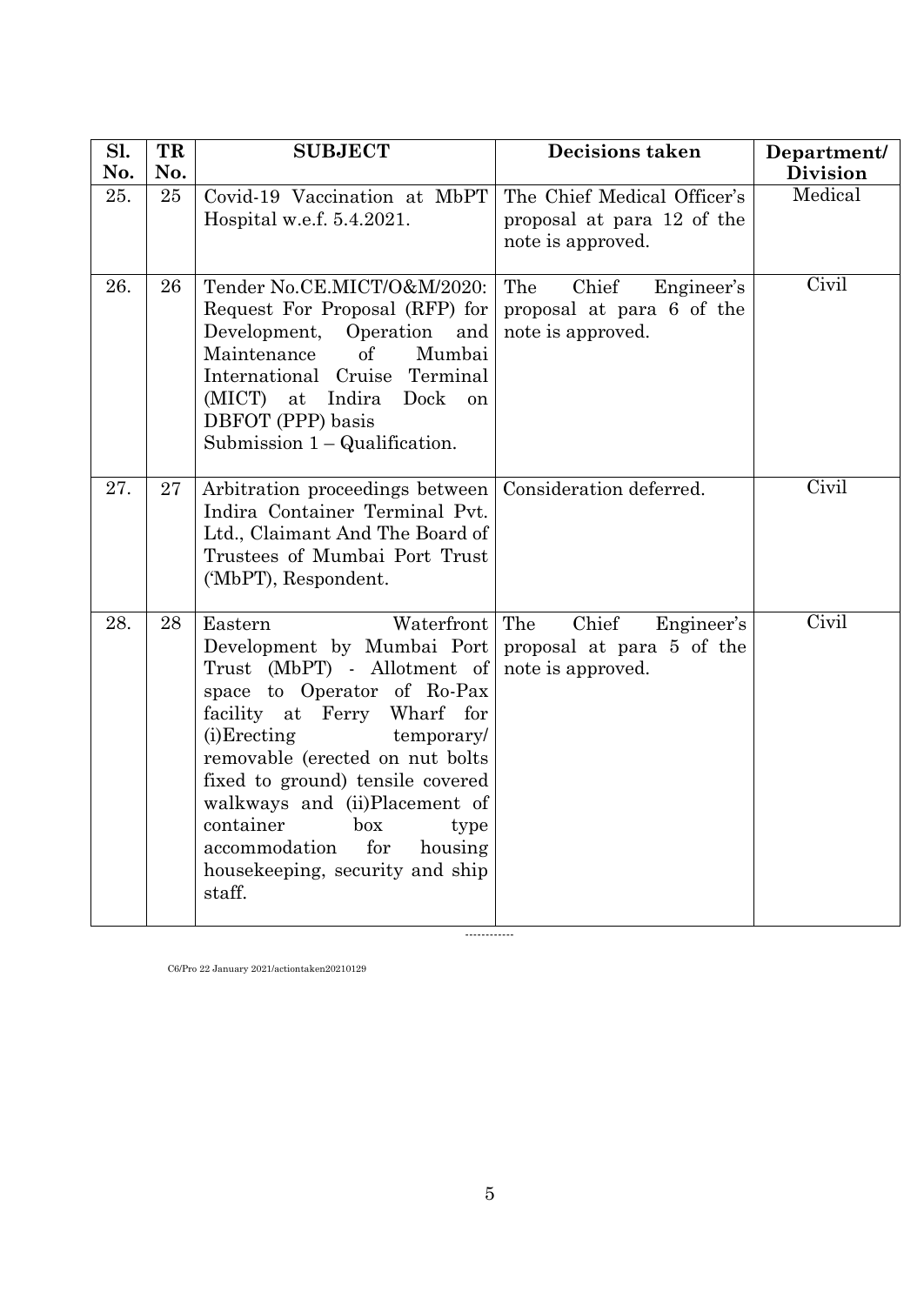| Sl. No. | TR No. | SUBJECT | Decisions taken | Department/ Division |
|---|---|---|---|---|
| 25. | 25 | Covid-19 Vaccination at MbPT Hospital w.e.f. 5.4.2021. | The Chief Medical Officer's proposal at para 12 of the note is approved. | Medical |
| 26. | 26 | Tender No.CE.MICT/O&M/2020: Request For Proposal (RFP) for Development, Operation and Maintenance of Mumbai International Cruise Terminal (MICT) at Indira Dock on DBFOT (PPP) basis Submission 1 – Qualification. | The Chief Engineer's proposal at para 6 of the note is approved. | Civil |
| 27. | 27 | Arbitration proceedings between Indira Container Terminal Pvt. Ltd., Claimant And The Board of Trustees of Mumbai Port Trust ('MbPT), Respondent. | Consideration deferred. | Civil |
| 28. | 28 | Eastern Waterfront Development by Mumbai Port Trust (MbPT) - Allotment of space to Operator of Ro-Pax facility at Ferry Wharf for (i)Erecting temporary/ removable (erected on nut bolts fixed to ground) tensile covered walkways and (ii)Placement of container box type accommodation for housing housekeeping, security and ship staff. | The Chief Engineer's proposal at para 5 of the note is approved. | Civil |

------------

C6/Pro 22 January 2021/actiontaken20210129